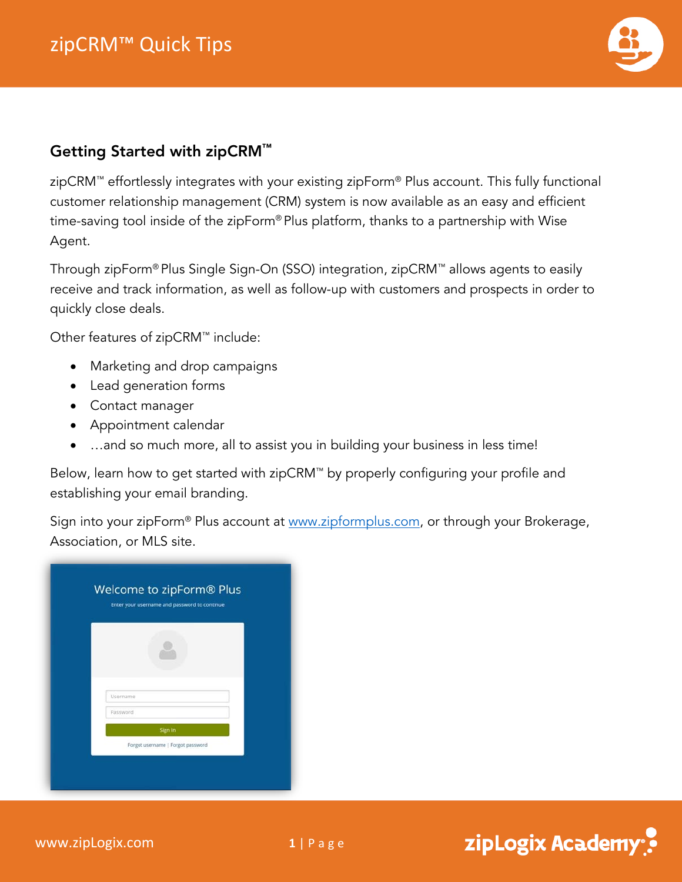## Getting Started with zipCRM™

zipCRM™ effortlessly integrates with your existing zipForm® Plus account. This fully functional customer relationship management (CRM) system is now available as an easy and efficient time-saving tool inside of the zipForm® Plus platform, thanks to a partnership with Wise Agent.

Through zipForm® Plus Single Sign-On (SSO) integration, zipCRM™ allows agents to easily receive and track information, as well as follow-up with customers and prospects in order to quickly close deals.

Other features of zipCRM™ include:

- Marketing and drop campaigns
- Lead generation forms
- Contact manager
- Appointment calendar
- …and so much more, all to assist you in building your business in less time!

Below, learn how to get started with zipCRM™ by properly configuring your profile and establishing your email branding.

Sign into your zipForm® Plus account at www.zipformplus.com, or through your Brokerage, Association, or MLS site.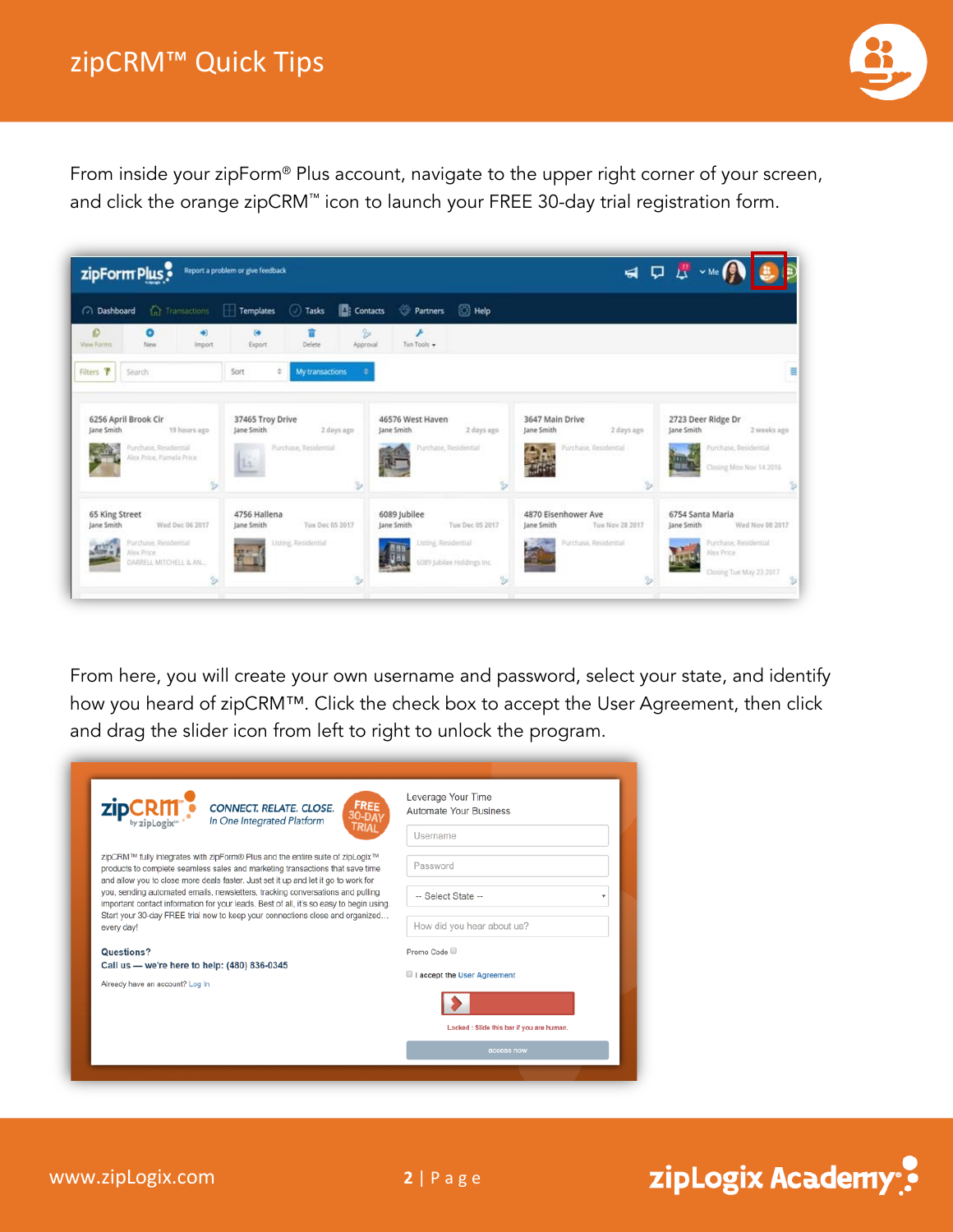From inside your zipForm® Plus account, navigate to the upper right corner of your screen, and click the orange zipCRM™ icon to launch your FREE 30-day trial registration form.

From here, you will create your own username and password, select your state, and identify how you heard of zipCRM™. Click the check box to accept the User Agreement, then click and drag the slider icon from left to right to unlock the program.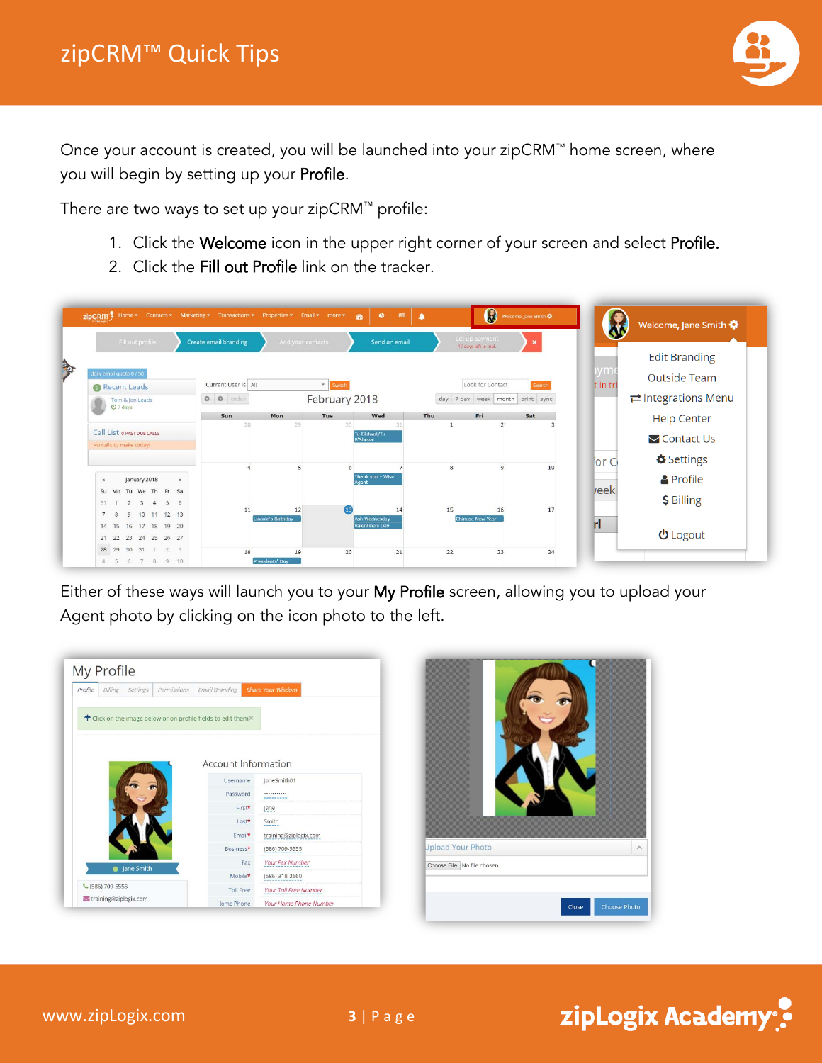Once your account is created, you will be launched into your zipCRM™ home screen, where you will begin by setting up your **Profile**.

There are two ways to set up your zipCRM™ profile:

1. Click the **Welcome** icon in the upper right corner of your screen and select **Profile.**
2. Click the **Fill out Profile** link on the tracker.

Either of these ways will launch you to your **My Profile** screen, allowing you to upload your Agent photo by clicking on the icon photo to the left.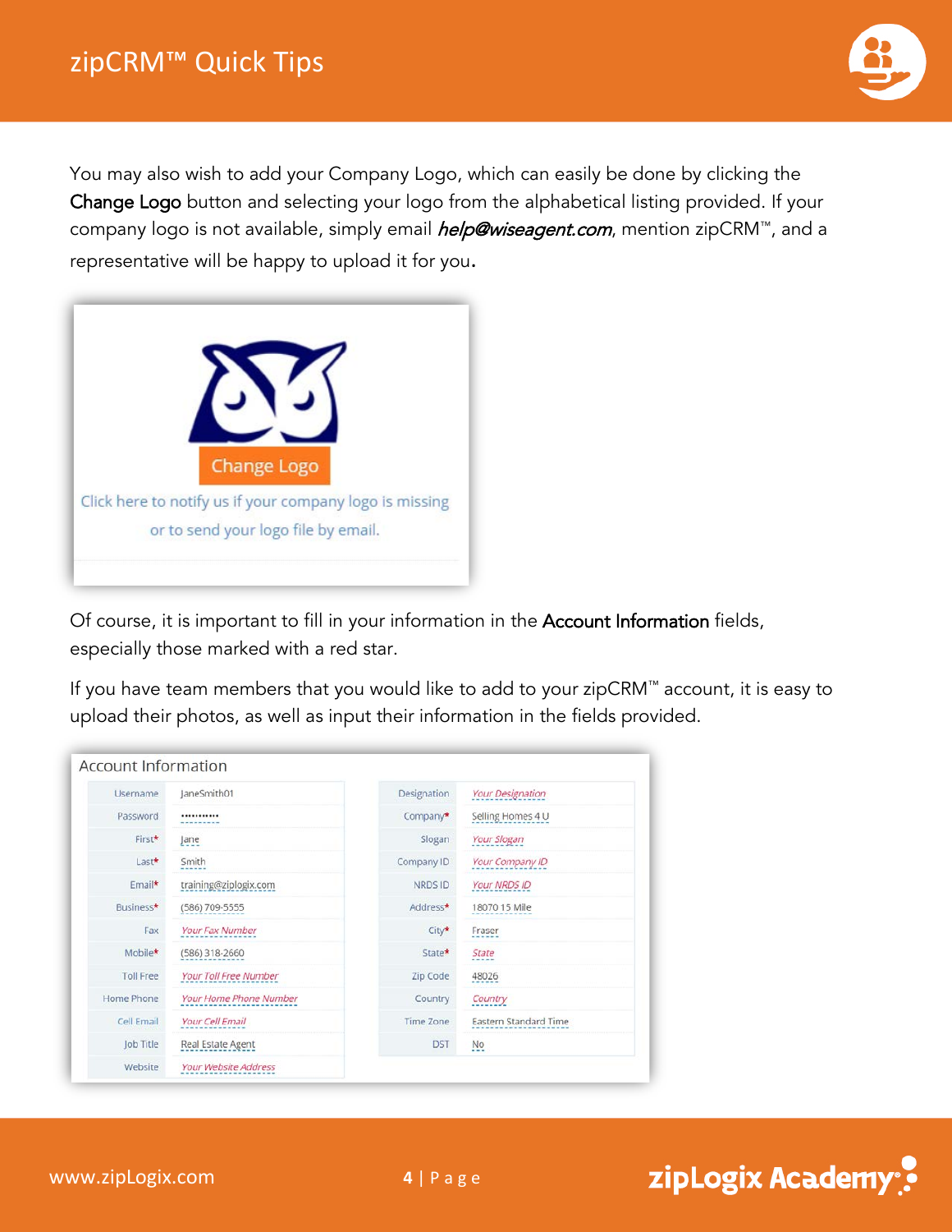You may also wish to add your Company Logo, which can easily be done by clicking the **Change Logo** button and selecting your logo from the alphabetical listing provided. If your company logo is not available, simply email *help@wiseagent.com*, mention zipCRM™, and a representative will be happy to upload it for you.

Change Logo

Click here to notify us if your company logo is missing or to send your logo file by email.

Of course, it is important to fill in your information in the **Account Information** fields, especially those marked with a red star.

If you have team members that you would like to add to your zipCRM™ account, it is easy to upload their photos, as well as input their information in the fields provided.

Account Information

| Field | Value | Field | Value |
|---|---|---|---|
| Username | JaneSmith01 | Designation | Your Designation |
| Password | ••••••••••• | Company* | Selling Homes 4 U |
| First* | Jane | Slogan | Your Slogan |
| Last* | Smith | Company ID | Your Company ID |
| Email* | training@ziplogix.com | NRDS ID | Your NRDS ID |
| Business* | (586) 709-5555 | Address* | 18070 15 Mile |
| Fax | Your Fax Number | City* | Fraser |
| Mobile* | (586) 318-2660 | State* | State |
| Toll Free | Your Toll Free Number | Zip Code | 48026 |
| Home Phone | Your Home Phone Number | Country | Country |
| Cell Email | Your Cell Email | Time Zone | Eastern Standard Time |
| Job Title | Real Estate Agent | DST | No |
| Website | Your Website Address | | |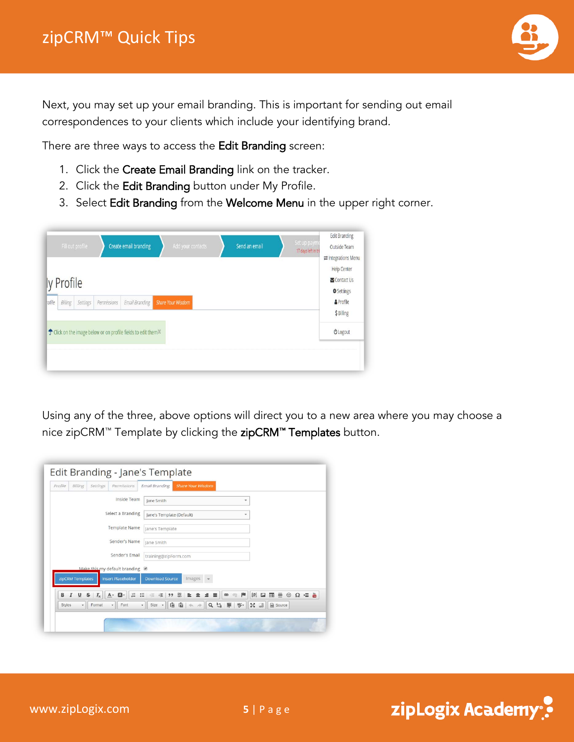Next, you may set up your email branding. This is important for sending out email correspondences to your clients which include your identifying brand.

There are three ways to access the **Edit Branding** screen:

1. Click the **Create Email Branding** link on the tracker.
2. Click the **Edit Branding** button under My Profile.
3. Select **Edit Branding** from the **Welcome Menu** in the upper right corner.

Using any of the three, above options will direct you to a new area where you may choose a nice zipCRM™ Template by clicking the **zipCRM™ Templates** button.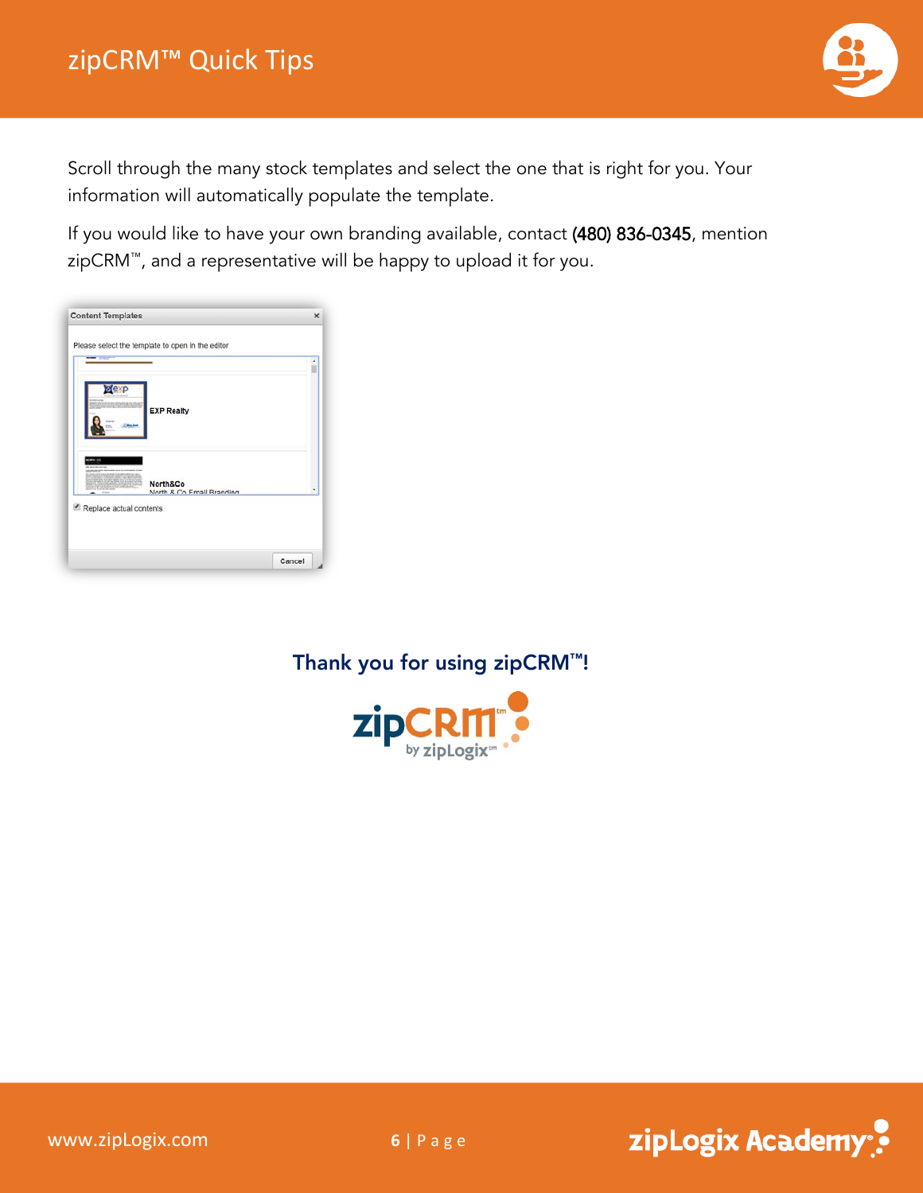Scroll through the many stock templates and select the one that is right for you. Your information will automatically populate the template.

If you would like to have your own branding available, contact (480) 836-0345, mention zipCRM™, and a representative will be happy to upload it for you.

**Thank you for using zipCRM™!**